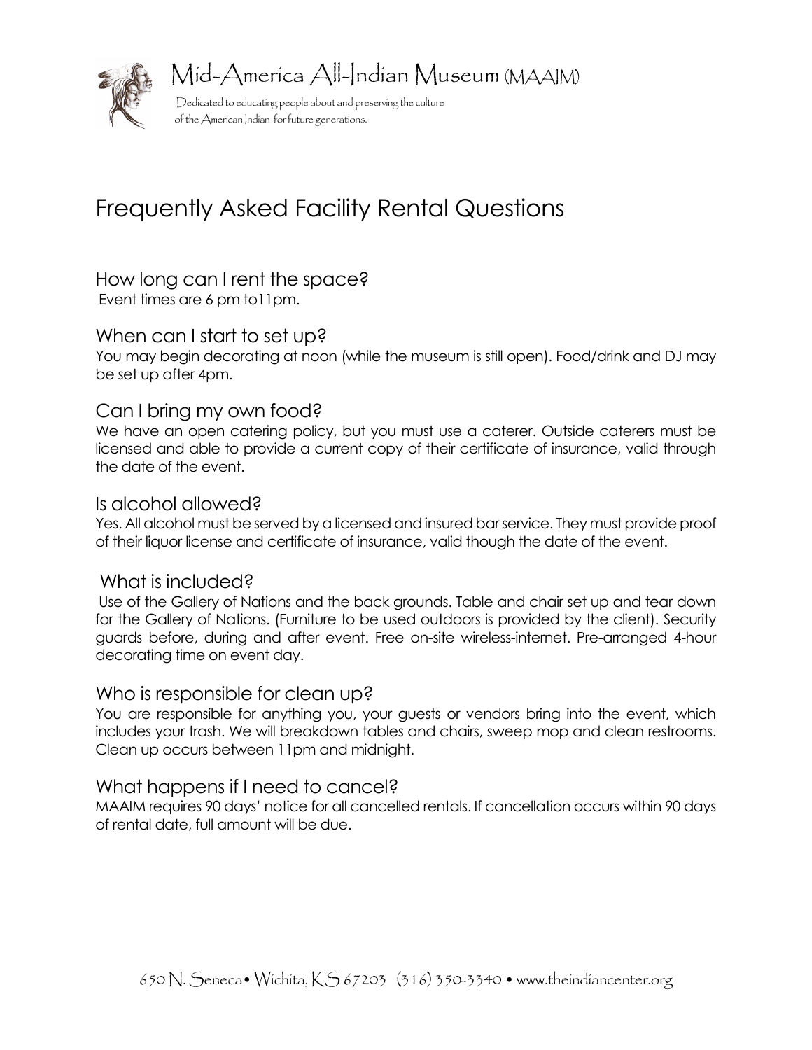# Mid-America All-Indian Museum (MAAIM)

Dedicated to educating people about and preserving the culture of the American Indian for future generations.

# Frequently Asked Facility Rental Questions

## How long can I rent the space?

Event times are 6 pm to11pm.

## When can I start to set up?

You may begin decorating at noon (while the museum is still open). Food/drink and DJ may be set up after 4pm.

## Can I bring my own food?

We have an open catering policy, but you must use a caterer. Outside caterers must be licensed and able to provide a current copy of their certificate of insurance, valid through the date of the event.

## Is alcohol allowed?

Yes. All alcohol must be served by a licensed and insured bar service. They must provide proof of their liquor license and certificate of insurance, valid though the date of the event.

## What is included?

Use of the Gallery of Nations and the back grounds. Table and chair set up and tear down for the Gallery of Nations. (Furniture to be used outdoors is provided by the client). Security guards before, during and after event. Free on-site wireless-internet. Pre-arranged 4-hour decorating time on event day.

## Who is responsible for clean up?

You are responsible for anything you, your guests or vendors bring into the event, which includes your trash. We will breakdown tables and chairs, sweep mop and clean restrooms. Clean up occurs between 11pm and midnight.

## What happens if I need to cancel?

MAAIM requires 90 days' notice for all cancelled rentals. If cancellation occurs within 90 days of rental date, full amount will be due.

650 N. Seneca • Wichita, KS 67203 (316) 350-3340 • www.theindiancenter.org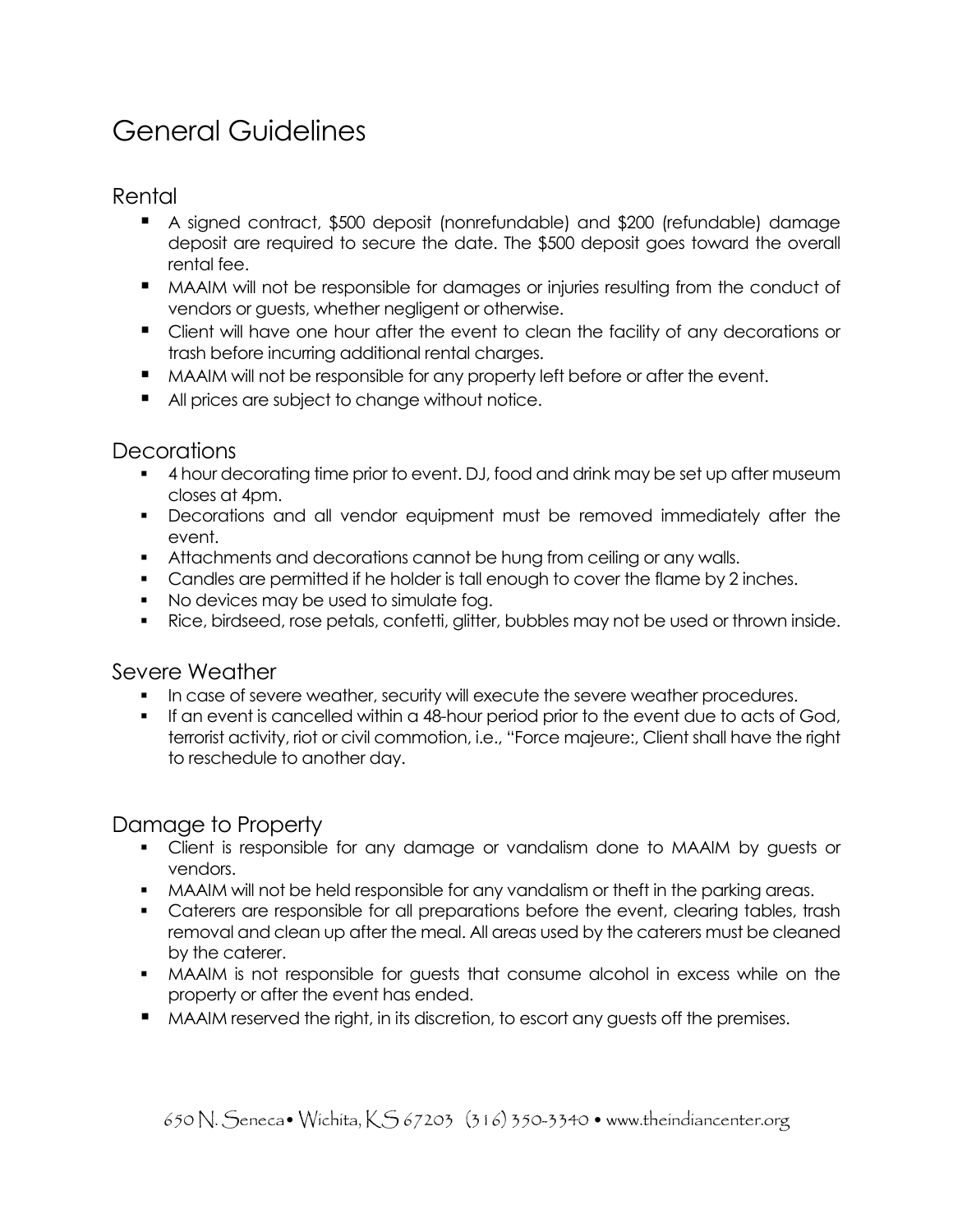# General Guidelines

## Rental

- A signed contract, $500 deposit (nonrefundable) and $200 (refundable) damage deposit are required to secure the date. The $500 deposit goes toward the overall rental fee.
- MAAIM will not be responsible for damages or injuries resulting from the conduct of vendors or guests, whether negligent or otherwise.
- Client will have one hour after the event to clean the facility of any decorations or trash before incurring additional rental charges.
- MAAIM will not be responsible for any property left before or after the event.
- All prices are subject to change without notice.

## Decorations

- 4 hour decorating time prior to event. DJ, food and drink may be set up after museum closes at 4pm.
- Decorations and all vendor equipment must be removed immediately after the event.
- Attachments and decorations cannot be hung from ceiling or any walls.
- Candles are permitted if he holder is tall enough to cover the flame by 2 inches.
- No devices may be used to simulate fog.
- Rice, birdseed, rose petals, confetti, glitter, bubbles may not be used or thrown inside.

## Severe Weather

- In case of severe weather, security will execute the severe weather procedures.
- If an event is cancelled within a 48-hour period prior to the event due to acts of God, terrorist activity, riot or civil commotion, i.e., "Force majeure:, Client shall have the right to reschedule to another day.

## Damage to Property

- Client is responsible for any damage or vandalism done to MAAIM by guests or vendors.
- MAAIM will not be held responsible for any vandalism or theft in the parking areas.
- Caterers are responsible for all preparations before the event, clearing tables, trash removal and clean up after the meal. All areas used by the caterers must be cleaned by the caterer.
- MAAIM is not responsible for guests that consume alcohol in excess while on the property or after the event has ended.
- MAAIM reserved the right, in its discretion, to escort any guests off the premises.

650 N. Seneca• Wichita, KS 67203 (316) 350-3340 • www.theindiancenter.org